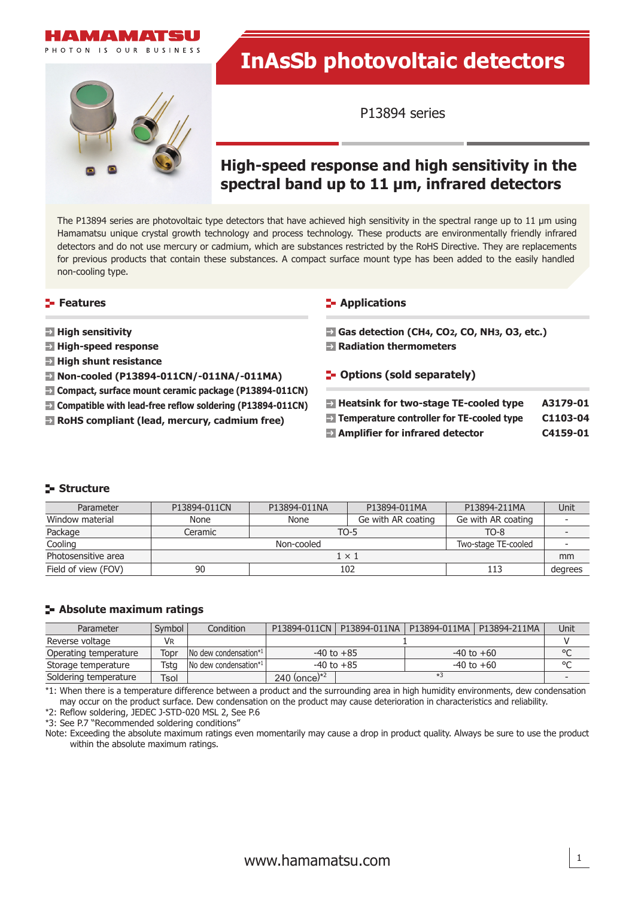HAMAMATSU

PHOTON IS OUR BUSINESS

# InAsSb photovoltaic detectors

P13894 series

## High-speed response and high sensitivity in the spectral band up to 11 µm, infrared detectors

The P13894 series are photovoltaic type detectors that have achieved high sensitivity in the spectral range up to 11 µm using Hamamatsu unique crystal growth technology and process technology. These products are environmentally friendly infrared detectors and do not use mercury or cadmium, which are substances restricted by the RoHS Directive. They are replacements for previous products that contain these substances. A compact surface mount type has been added to the easily handled non-cooling type.

### Features

- **High sensitivity**
- **High-speed response**
- **High shunt resistance**
- **Non-cooled (P13894-011CN/-011NA/-011MA)**
- **Compact, surface mount ceramic package (P13894-011CN)**
- **Compatible with lead-free reflow soldering (P13894-011CN)**
- **RoHS compliant (lead, mercury, cadmium free)**

### Applications

- **Gas detection ($CH_4$, $CO_2$, CO, $NH_3$, O3, etc.)**
- **Radiation thermometers**

### Options (sold separately)

- **Heatsink for two-stage TE-cooled type** A3179-01
- **Temperature controller for TE-cooled type** C1103-04
- **Amplifier for infrared detector** C4159-01

### Structure

| Parameter | P13894-011CN | P13894-011NA | P13894-011MA | P13894-211MA | Unit |
|---|---|---|---|---|---|
| Window material | None | None | Ge with AR coating | Ge with AR coating | - |
| Package | Ceramic | TO-5 | | TO-8 | - |
| Cooling | Non-cooled | | | Two-stage TE-cooled | - |
| Photosensitive area | 1 × 1 | | | | mm |
| Field of view (FOV) | 90 | 102 | | 113 | degrees |

### Absolute maximum ratings

| Parameter | Symbol | Condition | P13894-011CN | P13894-011NA | P13894-011MA | P13894-211MA | Unit |
|---|---|---|---|---|---|---|---|
| Reverse voltage | $V_R$ | | 1 | | | | V |
| Operating temperature | Topr | No dew condensation*1 | -40 to +85 | | -40 to +60 | | °C |
| Storage temperature | Tstg | No dew condensation*1 | -40 to +85 | | -40 to +60 | | °C |
| Soldering temperature | Tsol | | 240 (once)*2 | *3 | | | - |

*1: When there is a temperature difference between a product and the surrounding area in high humidity environments, dew condensation may occur on the product surface. Dew condensation on the product may cause deterioration in characteristics and reliability.

*2: Reflow soldering, JEDEC J-STD-020 MSL 2, See P.6

*3: See P.7 "Recommended soldering conditions"

Note: Exceeding the absolute maximum ratings even momentarily may cause a drop in product quality. Always be sure to use the product within the absolute maximum ratings.

www.hamamatsu.com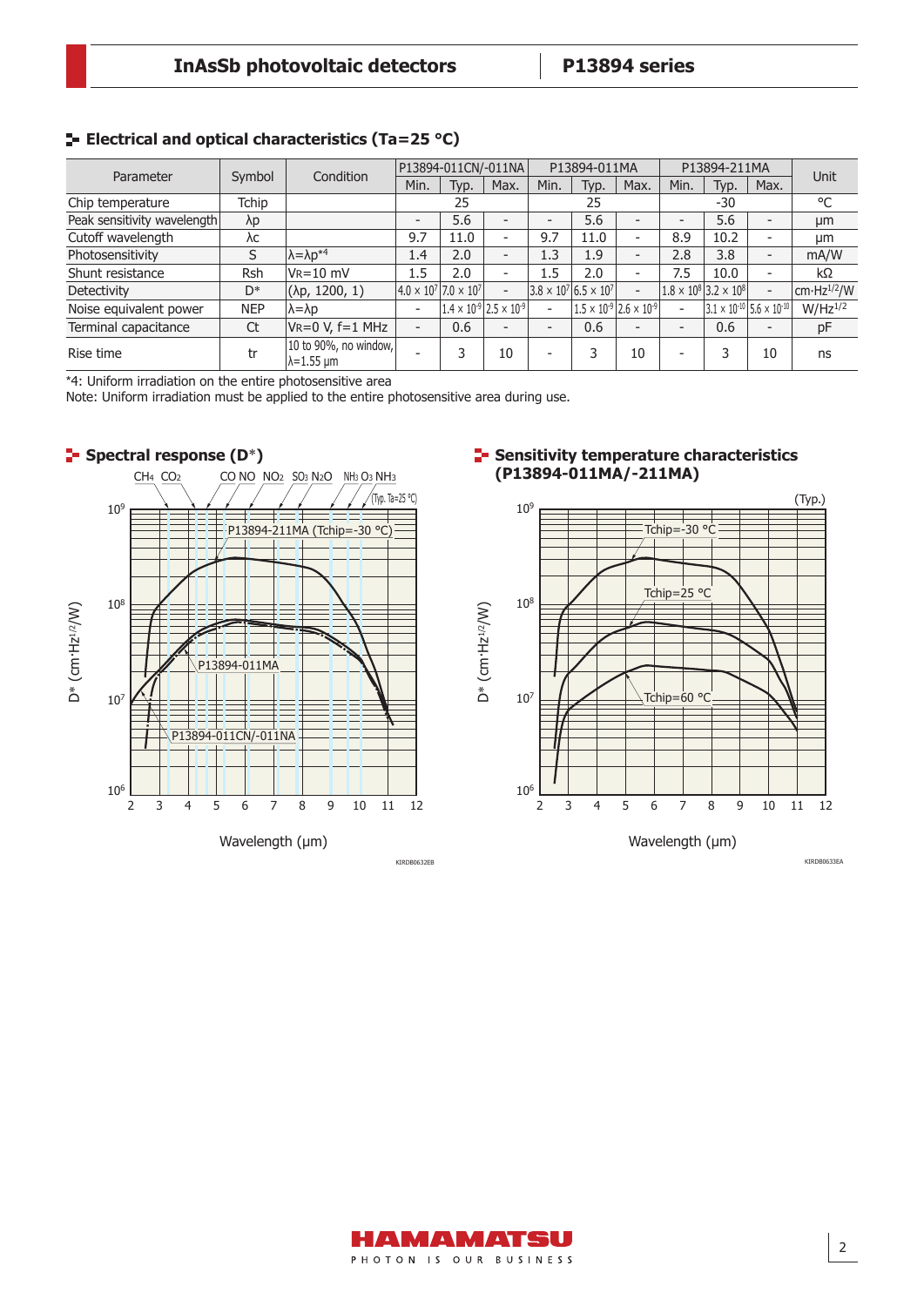## Electrical and optical characteristics (Ta=25 °C)

| Parameter | Symbol | Condition | P13894-011CN/-011NA | | | P13894-011MA | | | P13894-211MA | | | Unit |
|---|---|---|---|---|---|---|---|---|---|---|---|---|
| | | | Min. | Typ. | Max. | Min. | Typ. | Max. | Min. | Typ. | Max. | |
| Chip temperature | Tchip | | | 25 | | | 25 | | | -30 | | °C |
| Peak sensitivity wavelength | λp | | - | 5.6 | - | - | 5.6 | - | - | 5.6 | - | μm |
| Cutoff wavelength | λc | | 9.7 | 11.0 | - | 9.7 | 11.0 | - | 8.9 | 10.2 | - | μm |
| Photosensitivity | S | λ=λp*4 | 1.4 | 2.0 | - | 1.3 | 1.9 | - | 2.8 | 3.8 | - | mA/W |
| Shunt resistance | Rsh | $V_R$=10 mV | 1.5 | 2.0 | - | 1.5 | 2.0 | - | 7.5 | 10.0 | - | kΩ |
| Detectivity | D* | (λp, 1200, 1) | $4.0 \times 10^7$ | $7.0 \times 10^7$ | - | $3.8 \times 10^7$ | $6.5 \times 10^7$ | - | $1.8 \times 10^8$ | $3.2 \times 10^8$ | - | $cm \cdot Hz^{1/2}/W$ |
| Noise equivalent power | NEP | λ=λp | - | $1.4 \times 10^{-9}$ | $2.5 \times 10^{-9}$ | - | $1.5 \times 10^{-9}$ | $2.6 \times 10^{-9}$ | - | $3.1 \times 10^{-10}$ | $5.6 \times 10^{-10}$ | $W/Hz^{1/2}$ |
| Terminal capacitance | Ct | $V_R$=0 V, f=1 MHz | - | 0.6 | - | - | 0.6 | - | - | 0.6 | - | pF |
| Rise time | tr | 10 to 90%, no window, λ=1.55 μm | - | 3 | 10 | - | 3 | 10 | - | 3 | 10 | ns |

*4: Uniform irradiation on the entire photosensitive area

Note: Uniform irradiation must be applied to the entire photosensitive area during use.

## Spectral response (D*)

(Typ. Ta=25 °C)

Absorption lines: $CH_4$, $CO_2$, CO, NO, $NO_2$, $SO_3$, $N_2O$, $NH_3$, $O_3$, $NH_3$

Curves: P13894-211MA (Tchip=-30 °C), P13894-011MA, P13894-011CN/-011NA

Vertical axis: D* ($cm \cdot Hz^{1/2}/W$), $10^6$ to $10^9$; Horizontal axis: Wavelength (μm), 2 to 12

KIRDB0632EB

## Sensitivity temperature characteristics (P13894-011MA/-211MA)

(Typ.)

Curves: Tchip=-30 °C, Tchip=25 °C, Tchip=60 °C

Vertical axis: D* ($cm \cdot Hz^{1/2}/W$), $10^6$ to $10^9$; Horizontal axis: Wavelength (μm), 2 to 12

KIRDB0633EA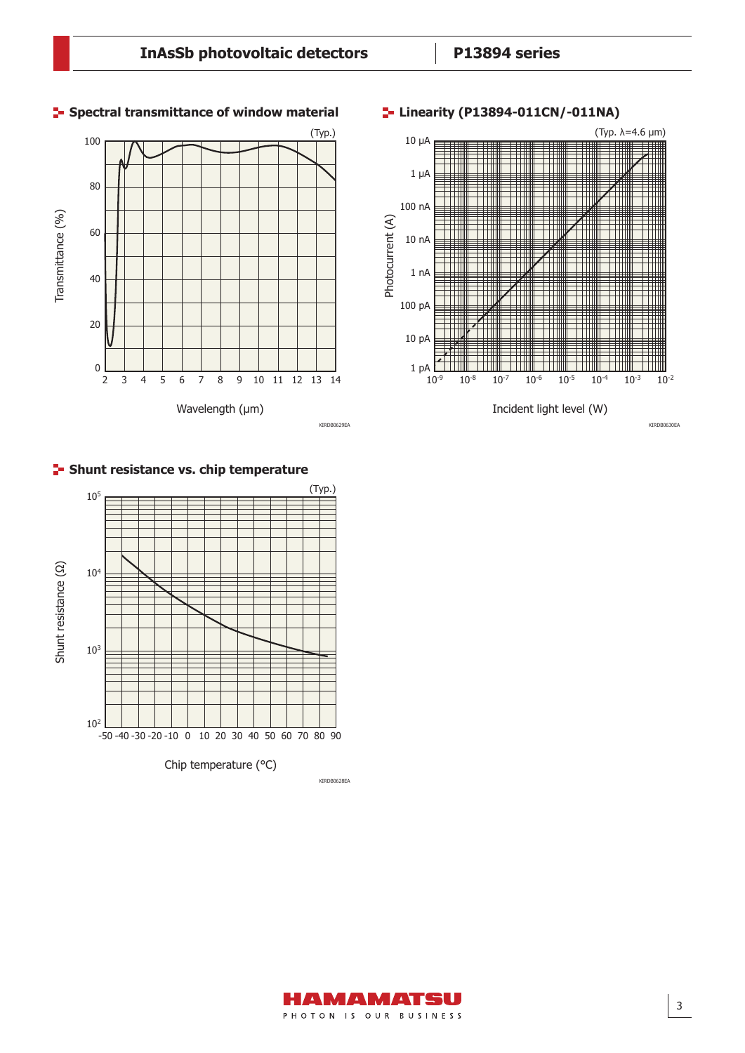## Spectral transmittance of window material

(Typ.)

Transmittance (%)

Wavelength (μm)

KIRDB0629EA

## Linearity (P13894-011CN/-011NA)

(Typ. λ=4.6 μm)

Photocurrent (A)

Incident light level (W)

KIRDB0630EA

## Shunt resistance vs. chip temperature

(Typ.)

Shunt resistance (Ω)

Chip temperature (°C)

KIRDB0628EA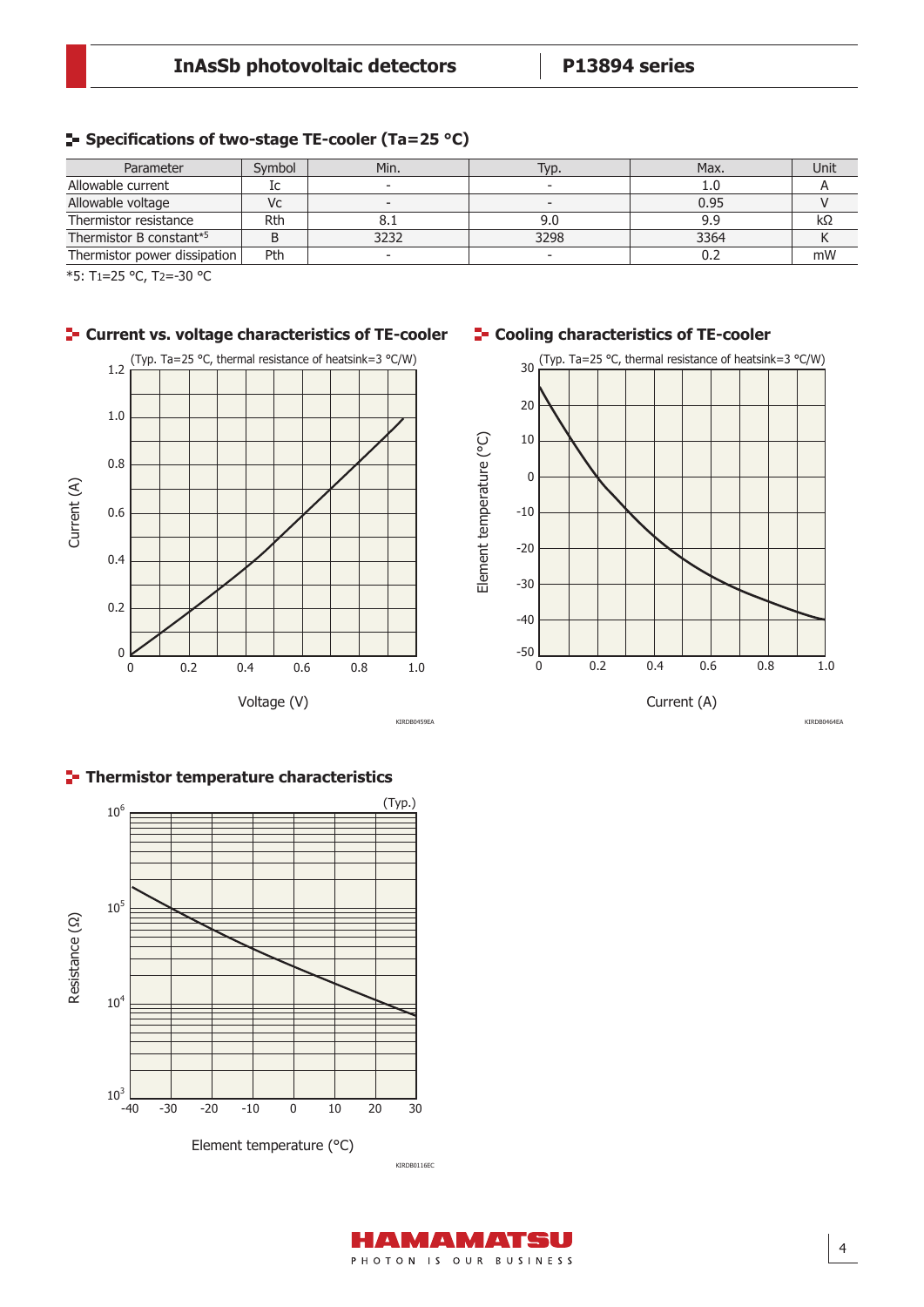## Specifications of two-stage TE-cooler (Ta=25 °C)

| Parameter | Symbol | Min. | Typ. | Max. | Unit |
|---|---|---|---|---|---|
| Allowable current | Ic | - | - | 1.0 | A |
| Allowable voltage | Vc | - | - | 0.95 | V |
| Thermistor resistance | Rth | 8.1 | 9.0 | 9.9 | kΩ |
| Thermistor B constant*5 | B | 3232 | 3298 | 3364 | K |
| Thermistor power dissipation | Pth | - | - | 0.2 | mW |

*5: $T_1$=25 °C, $T_2$=-30 °C

## Current vs. voltage characteristics of TE-cooler

(Typ. Ta=25 °C, thermal resistance of heatsink=3 °C/W)

Current (A) vs. Voltage (V)

KIRDB0459EA

## Cooling characteristics of TE-cooler

(Typ. Ta=25 °C, thermal resistance of heatsink=3 °C/W)

Element temperature (°C) vs. Current (A)

KIRDB0464EA

## Thermistor temperature characteristics

(Typ.)

Resistance (Ω) vs. Element temperature (°C)

KIRDB0116EC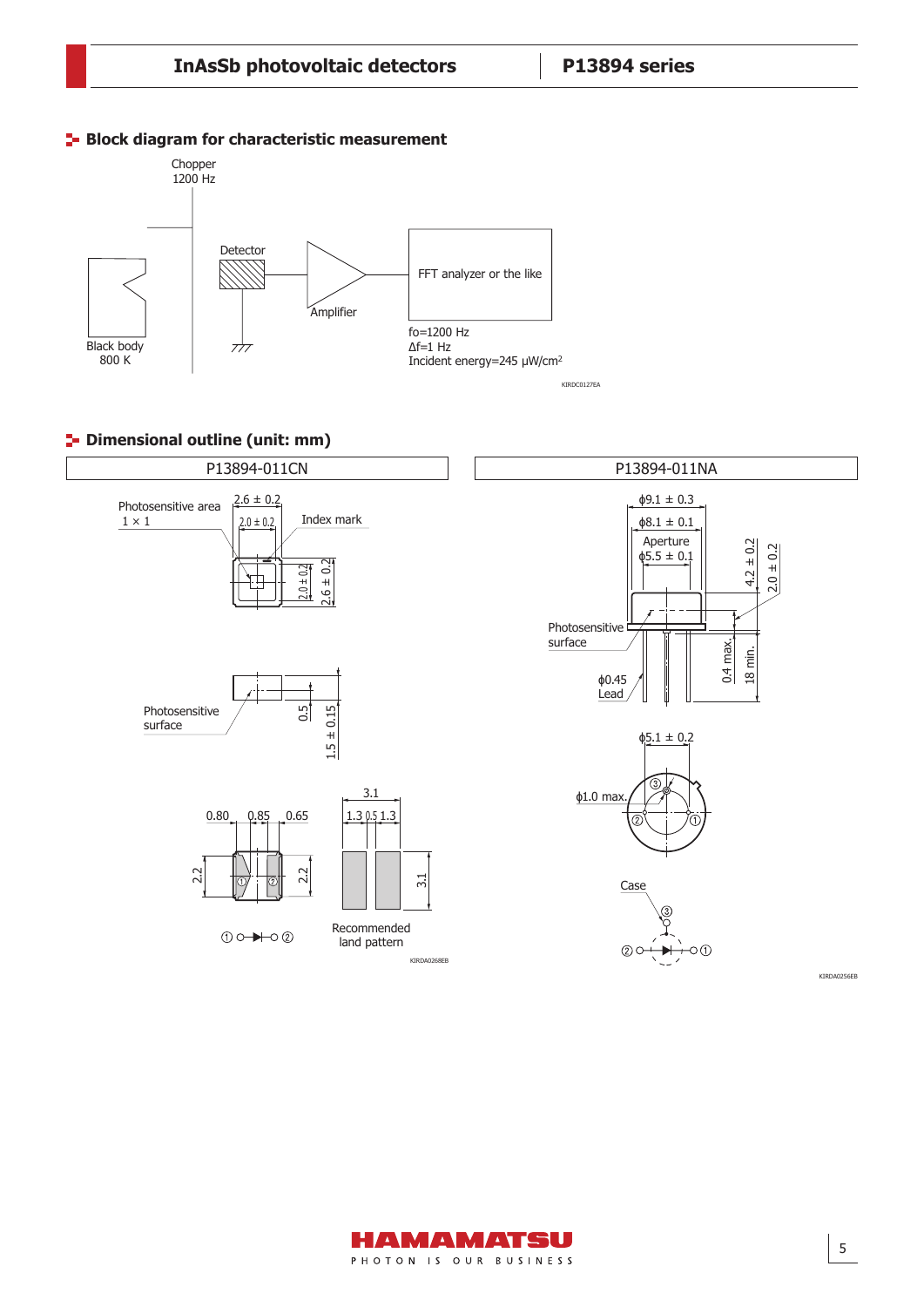## Block diagram for characteristic measurement

Chopper
1200 Hz

Black body
800 K

Detector

Amplifier

FFT analyzer or the like

fo=1200 Hz
Δf=1 Hz
Incident energy=245 μW/cm²

KIRDC0127EA

## Dimensional outline (unit: mm)

### P13894-011CN

Photosensitive area
1 × 1

2.6 ± 0.2

2.0 ± 0.2

Index mark

2.0 ± 0.2

2.6 ± 0.2

Photosensitive surface

0.5

1.5 ± 0.15

0.80　0.85　0.65

2.2

2.2

3.1

1.3　0.5　1.3

3.1

Recommended land pattern

① ○—▶|—○ ②

KIRDA0268EB

### P13894-011NA

ϕ9.1 ± 0.3

ϕ8.1 ± 0.1

Aperture
ϕ5.5 ± 0.1

4.2 ± 0.2

2.0 ± 0.2

Photosensitive surface

0.4 max.

18 min.

ϕ0.45
Lead

ϕ5.1 ± 0.2

ϕ1.0 max.

Case

KIRDA0256EB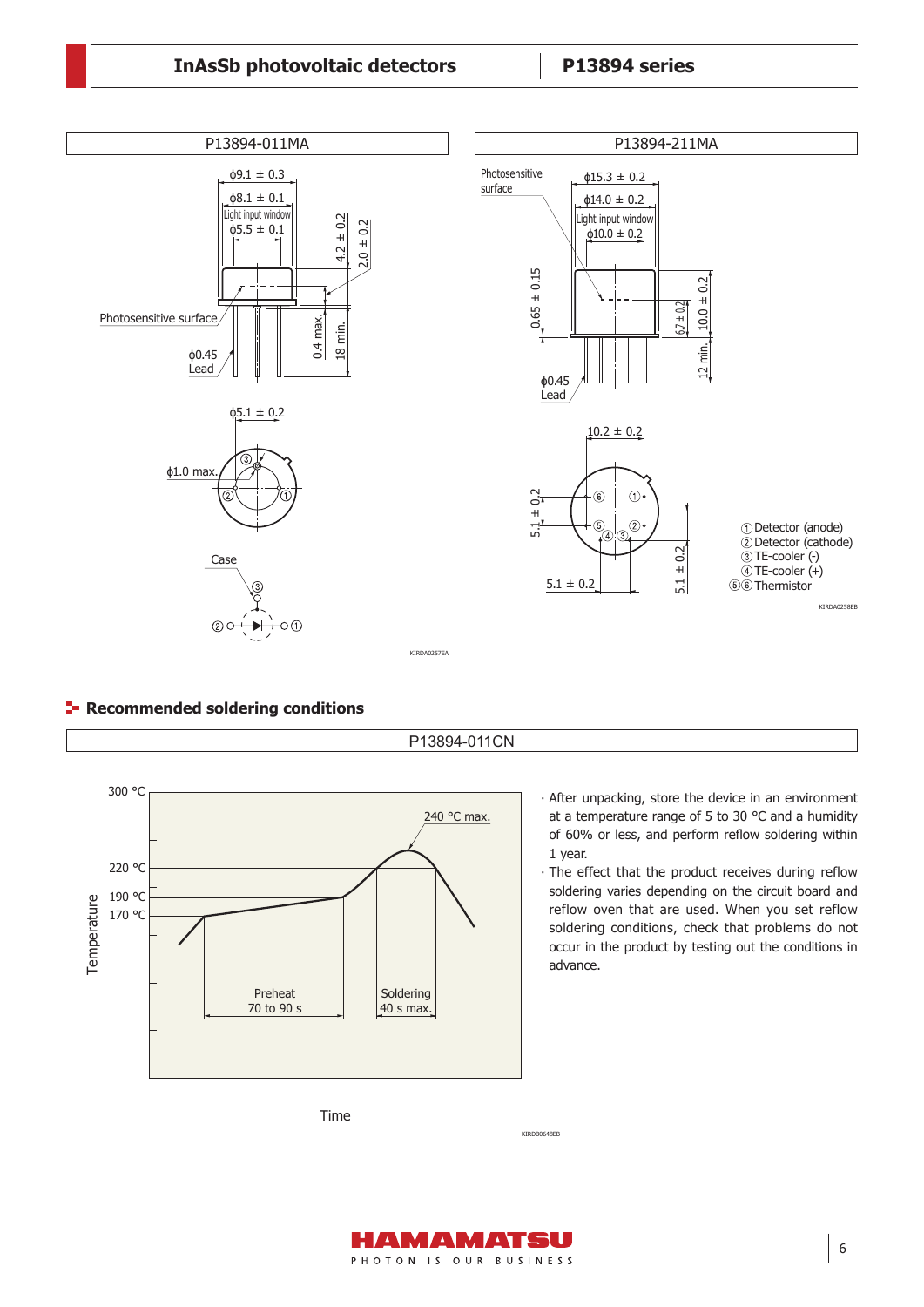P13894-011MA

ϕ9.1 ± 0.3

ϕ8.1 ± 0.1

Light input window ϕ5.5 ± 0.1

4.2 ± 0.2

2.0 ± 0.2

Photosensitive surface

0.4 max.

18 min.

ϕ0.45 Lead

ϕ5.1 ± 0.2

ϕ1.0 max.

Case

KIRDA0257EA

P13894-211MA

Photosensitive surface

ϕ15.3 ± 0.2

ϕ14.0 ± 0.2

Light input window ϕ10.0 ± 0.2

0.65 ± 0.15

6.7 ± 0.2

10.0 ± 0.2

12 min.

ϕ0.45 Lead

10.2 ± 0.2

5.1 ± 0.2

5.1 ± 0.2

5.1 ± 0.2

① Detector (anode)
② Detector (cathode)
③ TE-cooler (-)
④ TE-cooler (+)
⑤⑥ Thermistor

KIRDA0258EB

## Recommended soldering conditions

P13894-011CN

300 °C, 240 °C max., 220 °C, 190 °C, 170 °C

Temperature

Preheat 70 to 90 s

Soldering 40 s max.

Time

KIRDB0648EB

- After unpacking, store the device in an environment at a temperature range of 5 to 30 °C and a humidity of 60% or less, and perform reflow soldering within 1 year.
- The effect that the product receives during reflow soldering varies depending on the circuit board and reflow oven that are used. When you set reflow soldering conditions, check that problems do not occur in the product by testing out the conditions in advance.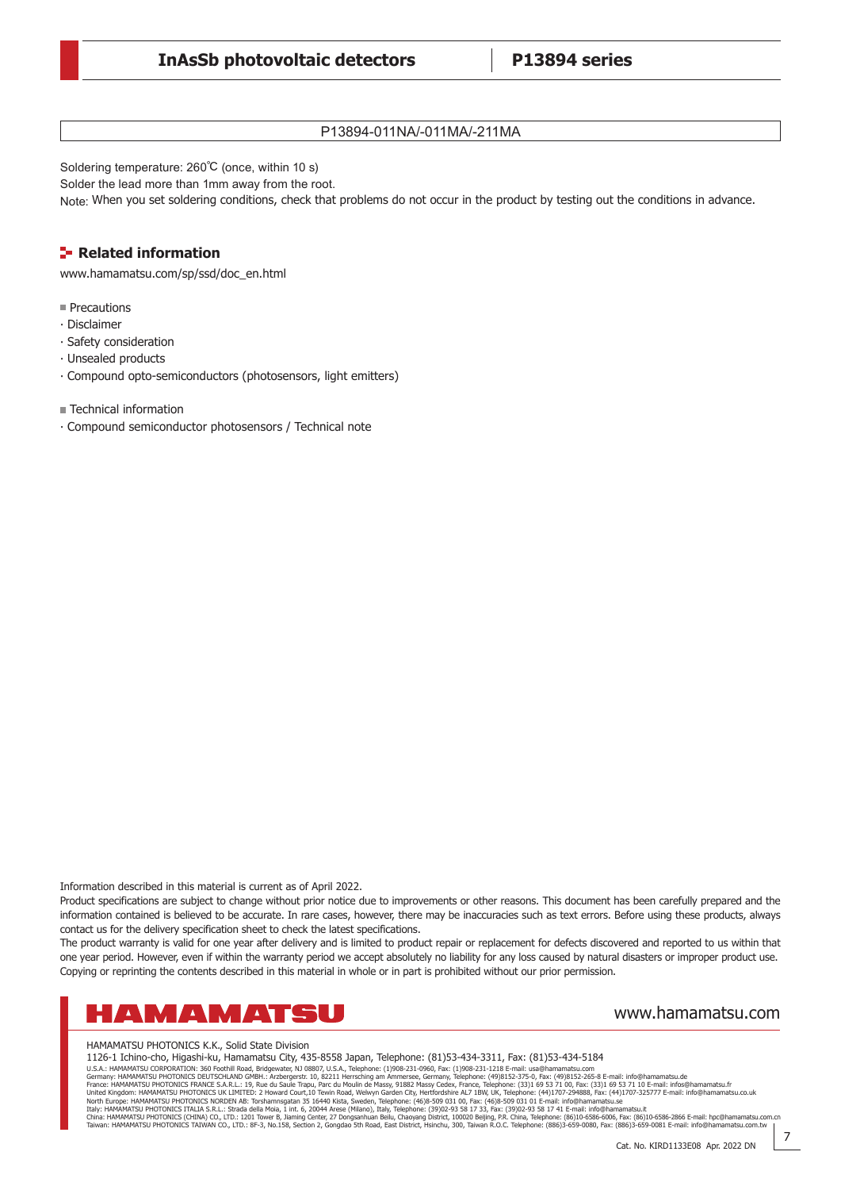P13894-011NA/-011MA/-211MA

Soldering temperature: 260℃ (once, within 10 s)

Solder the lead more than 1mm away from the root.

Note: When you set soldering conditions, check that problems do not occur in the product by testing out the conditions in advance.

## Related information

www.hamamatsu.com/sp/ssd/doc_en.html

- Precautions
  - Disclaimer
  - Safety consideration
  - Unsealed products
  - Compound opto-semiconductors (photosensors, light emitters)

- Technical information
  - Compound semiconductor photosensors / Technical note

Information described in this material is current as of April 2022.

Product specifications are subject to change without prior notice due to improvements or other reasons. This document has been carefully prepared and the information contained is believed to be accurate. In rare cases, however, there may be inaccuracies such as text errors. Before using these products, always contact us for the delivery specification sheet to check the latest specifications.

The product warranty is valid for one year after delivery and is limited to product repair or replacement for defects discovered and reported to us within that one year period. However, even if within the warranty period we accept absolutely no liability for any loss caused by natural disasters or improper product use. Copying or reprinting the contents described in this material in whole or in part is prohibited without our prior permission.

HAMAMATSU

www.hamamatsu.com

HAMAMATSU PHOTONICS K.K., Solid State Division

1126-1 Ichino-cho, Higashi-ku, Hamamatsu City, 435-8558 Japan, Telephone: (81)53-434-3311, Fax: (81)53-434-5184

U.S.A.: HAMAMATSU CORPORATION: 360 Foothill Road, Bridgewater, NJ 08807, U.S.A., Telephone: (1)908-231-0960, Fax: (1)908-231-1218 E-mail: usa@hamamatsu.com

Germany: HAMAMATSU PHOTONICS DEUTSCHLAND GMBH.: Arzbergerstr. 10, 82211 Herrsching am Ammersee, Germany, Telephone: (49)8152-375-0, Fax: (49)8152-265-8 E-mail: info@hamamatsu.de

France: HAMAMATSU PHOTONICS FRANCE S.A.R.L.: 19, Rue du Saule Trapu, Parc du Moulin de Massy, 91882 Massy Cedex, France, Telephone: (33)1 69 53 71 00, Fax: (33)1 69 53 71 10 E-mail: infos@hamamatsu.fr

United Kingdom: HAMAMATSU PHOTONICS UK LIMITED: 2 Howard Court,10 Tewin Road, Welwyn Garden City, Hertfordshire AL7 1BW, UK, Telephone: (44)1707-294888, Fax: (44)1707-325777 E-mail: info@hamamatsu.co.uk

North Europe: HAMAMATSU PHOTONICS NORDEN AB: Torshamnsgatan 35 16440 Kista, Sweden, Telephone: (46)8-509 031 00, Fax: (46)8-509 031 01 E-mail: info@hamamatsu.se

Italy: HAMAMATSU PHOTONICS ITALIA S.R.L.: Strada della Moia, 1 int. 6, 20044 Arese (Milano), Italy, Telephone: (39)02-93 58 17 33, Fax: (39)02-93 58 17 41 E-mail: info@hamamatsu.it

China: HAMAMATSU PHOTONICS (CHINA) CO., LTD.: 1201 Tower B, Jiaming Center, 27 Dongsanhuan Beilu, Chaoyang District, 100020 Beijing, P.R. China, Telephone: (86)10-6586-6006, Fax: (86)10-6586-2866 E-mail: hpc@hamamatsu.com.cn

Taiwan: HAMAMATSU PHOTONICS TAIWAN CO., LTD.: 8F-3, No.158, Section 2, Gongdao 5th Road, East District, Hsinchu, 300, Taiwan R.O.C. Telephone: (886)3-659-0080, Fax: (886)3-659-0081 E-mail: info@hamamatsu.com.tw

Cat. No. KIRD1133E08 Apr. 2022 DN